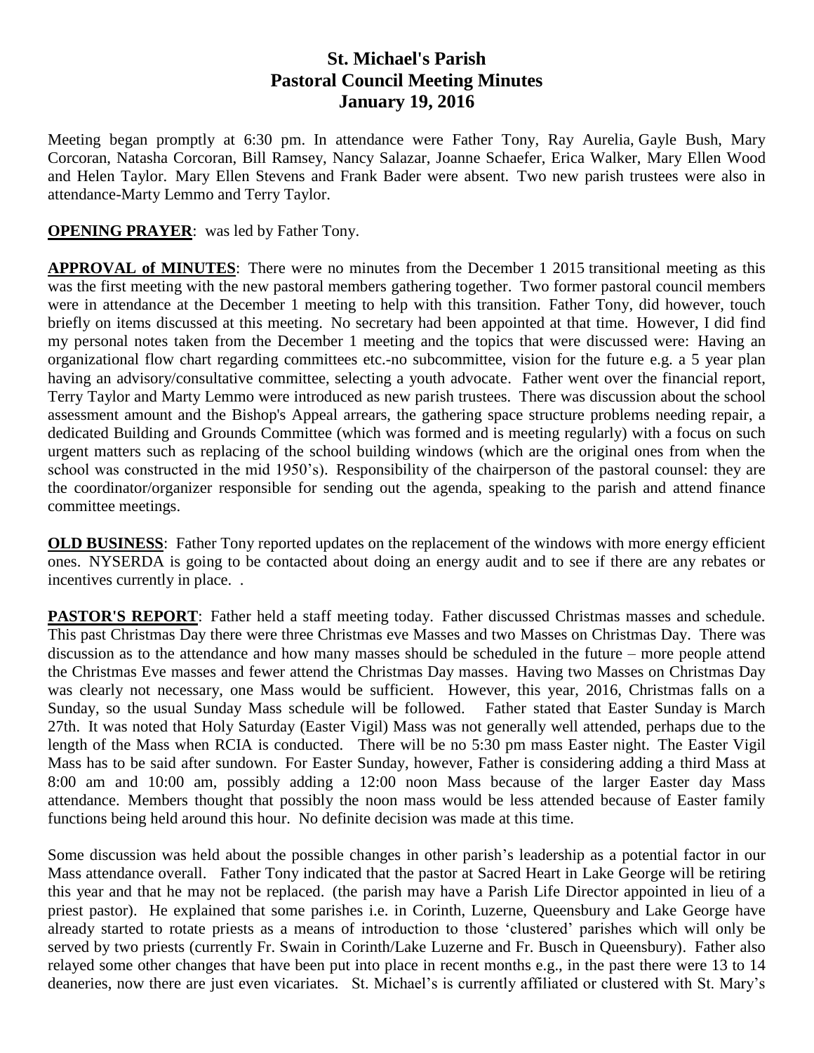# St. Michael's Parish
## Pastoral Council Meeting Minutes
## January 19, 2016

Meeting began promptly at 6:30 pm. In attendance were Father Tony, Ray Aurelia, Gayle Bush, Mary Corcoran, Natasha Corcoran, Bill Ramsey, Nancy Salazar, Joanne Schaefer, Erica Walker, Mary Ellen Wood and Helen Taylor. Mary Ellen Stevens and Frank Bader were absent. Two new parish trustees were also in attendance-Marty Lemmo and Terry Taylor.

**OPENING PRAYER**: was led by Father Tony.

**APPROVAL of MINUTES**: There were no minutes from the December 1 2015 transitional meeting as this was the first meeting with the new pastoral members gathering together. Two former pastoral council members were in attendance at the December 1 meeting to help with this transition. Father Tony, did however, touch briefly on items discussed at this meeting. No secretary had been appointed at that time. However, I did find my personal notes taken from the December 1 meeting and the topics that were discussed were: Having an organizational flow chart regarding committees etc.-no subcommittee, vision for the future e.g. a 5 year plan having an advisory/consultative committee, selecting a youth advocate. Father went over the financial report, Terry Taylor and Marty Lemmo were introduced as new parish trustees. There was discussion about the school assessment amount and the Bishop's Appeal arrears, the gathering space structure problems needing repair, a dedicated Building and Grounds Committee (which was formed and is meeting regularly) with a focus on such urgent matters such as replacing of the school building windows (which are the original ones from when the school was constructed in the mid 1950's). Responsibility of the chairperson of the pastoral counsel: they are the coordinator/organizer responsible for sending out the agenda, speaking to the parish and attend finance committee meetings.

**OLD BUSINESS**: Father Tony reported updates on the replacement of the windows with more energy efficient ones. NYSERDA is going to be contacted about doing an energy audit and to see if there are any rebates or incentives currently in place. .

**PASTOR'S REPORT**: Father held a staff meeting today. Father discussed Christmas masses and schedule. This past Christmas Day there were three Christmas eve Masses and two Masses on Christmas Day. There was discussion as to the attendance and how many masses should be scheduled in the future – more people attend the Christmas Eve masses and fewer attend the Christmas Day masses. Having two Masses on Christmas Day was clearly not necessary, one Mass would be sufficient. However, this year, 2016, Christmas falls on a Sunday, so the usual Sunday Mass schedule will be followed. Father stated that Easter Sunday is March 27th. It was noted that Holy Saturday (Easter Vigil) Mass was not generally well attended, perhaps due to the length of the Mass when RCIA is conducted. There will be no 5:30 pm mass Easter night. The Easter Vigil Mass has to be said after sundown. For Easter Sunday, however, Father is considering adding a third Mass at 8:00 am and 10:00 am, possibly adding a 12:00 noon Mass because of the larger Easter day Mass attendance. Members thought that possibly the noon mass would be less attended because of Easter family functions being held around this hour. No definite decision was made at this time.

Some discussion was held about the possible changes in other parish's leadership as a potential factor in our Mass attendance overall. Father Tony indicated that the pastor at Sacred Heart in Lake George will be retiring this year and that he may not be replaced. (the parish may have a Parish Life Director appointed in lieu of a priest pastor). He explained that some parishes i.e. in Corinth, Luzerne, Queensbury and Lake George have already started to rotate priests as a means of introduction to those 'clustered' parishes which will only be served by two priests (currently Fr. Swain in Corinth/Lake Luzerne and Fr. Busch in Queensbury). Father also relayed some other changes that have been put into place in recent months e.g., in the past there were 13 to 14 deaneries, now there are just even vicariates. St. Michael's is currently affiliated or clustered with St. Mary's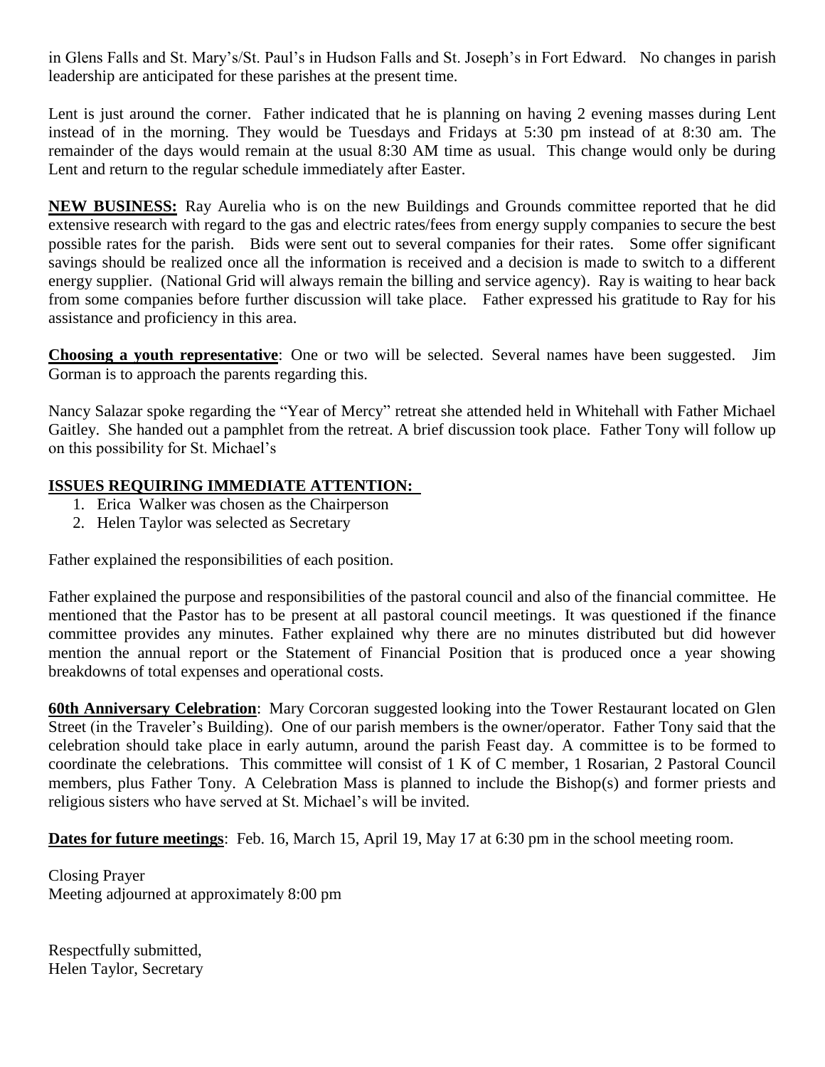in Glens Falls and St. Mary's/St. Paul's in Hudson Falls and St. Joseph's in Fort Edward. No changes in parish leadership are anticipated for these parishes at the present time.

Lent is just around the corner. Father indicated that he is planning on having 2 evening masses during Lent instead of in the morning. They would be Tuesdays and Fridays at 5:30 pm instead of at 8:30 am. The remainder of the days would remain at the usual 8:30 AM time as usual. This change would only be during Lent and return to the regular schedule immediately after Easter.

**NEW BUSINESS:** Ray Aurelia who is on the new Buildings and Grounds committee reported that he did extensive research with regard to the gas and electric rates/fees from energy supply companies to secure the best possible rates for the parish. Bids were sent out to several companies for their rates. Some offer significant savings should be realized once all the information is received and a decision is made to switch to a different energy supplier. (National Grid will always remain the billing and service agency). Ray is waiting to hear back from some companies before further discussion will take place. Father expressed his gratitude to Ray for his assistance and proficiency in this area.

**Choosing a youth representative**: One or two will be selected. Several names have been suggested. Jim Gorman is to approach the parents regarding this.

Nancy Salazar spoke regarding the "Year of Mercy" retreat she attended held in Whitehall with Father Michael Gaitley. She handed out a pamphlet from the retreat. A brief discussion took place. Father Tony will follow up on this possibility for St. Michael's

**ISSUES REQUIRING IMMEDIATE ATTENTION:**

1. Erica Walker was chosen as the Chairperson
2. Helen Taylor was selected as Secretary

Father explained the responsibilities of each position.

Father explained the purpose and responsibilities of the pastoral council and also of the financial committee. He mentioned that the Pastor has to be present at all pastoral council meetings. It was questioned if the finance committee provides any minutes. Father explained why there are no minutes distributed but did however mention the annual report or the Statement of Financial Position that is produced once a year showing breakdowns of total expenses and operational costs.

**60th Anniversary Celebration**: Mary Corcoran suggested looking into the Tower Restaurant located on Glen Street (in the Traveler's Building). One of our parish members is the owner/operator. Father Tony said that the celebration should take place in early autumn, around the parish Feast day. A committee is to be formed to coordinate the celebrations. This committee will consist of 1 K of C member, 1 Rosarian, 2 Pastoral Council members, plus Father Tony. A Celebration Mass is planned to include the Bishop(s) and former priests and religious sisters who have served at St. Michael's will be invited.

**Dates for future meetings**: Feb. 16, March 15, April 19, May 17 at 6:30 pm in the school meeting room.

Closing Prayer
Meeting adjourned at approximately 8:00 pm

Respectfully submitted,
Helen Taylor, Secretary